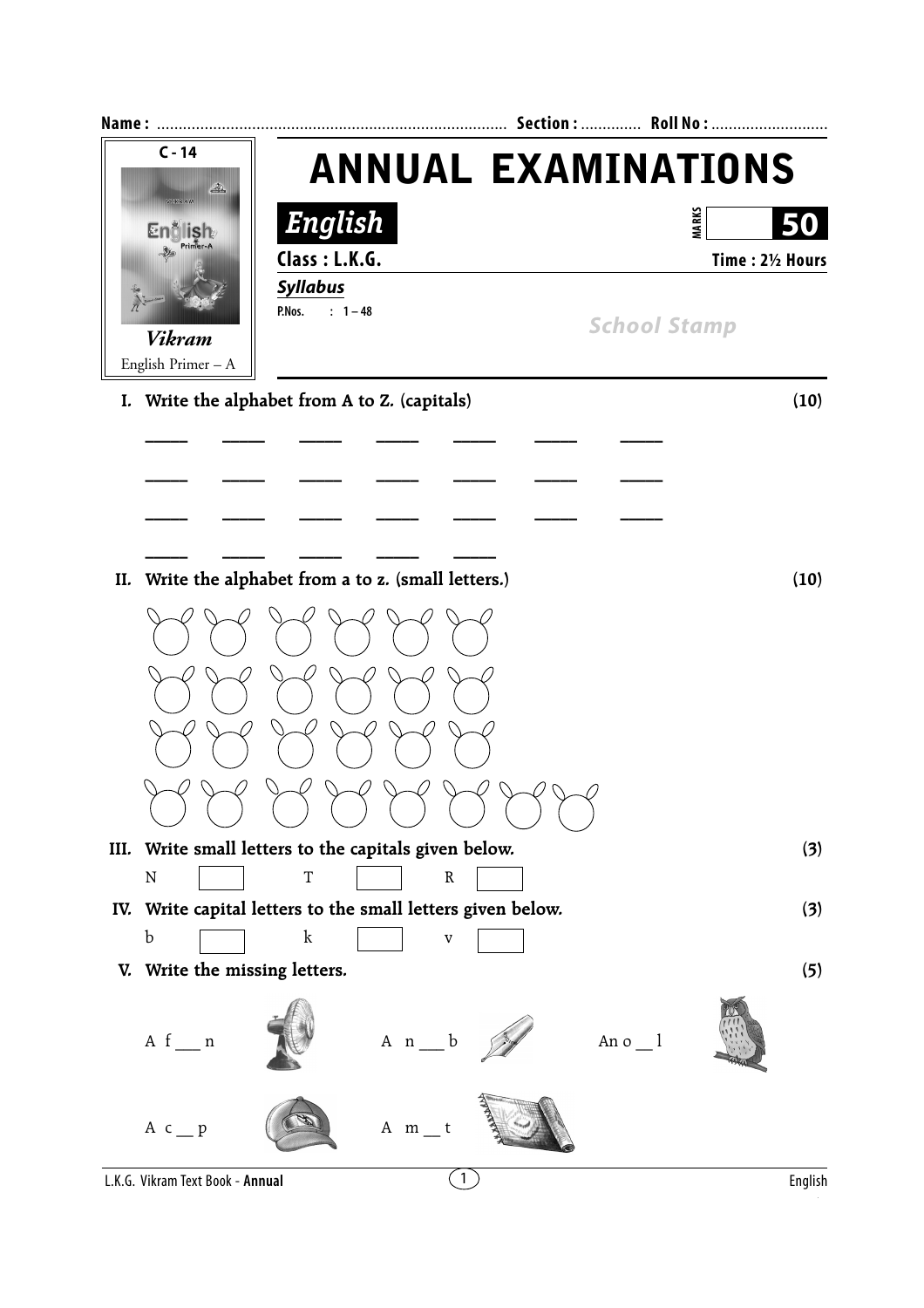**Name :** ................................................................................ **Section :** ............. **Roll No :** ..........................

C - 14

*Vikram*

English Primer – A

# ANNUAL EXAMINATIONS

## *English*

**MARKS** **50**

**Class : L.K.G.** **Time : 2½ Hours**

***Syllabus***

**P.Nos. : 1 – 48**

*School Stamp*

**I. Write the alphabet from A to Z. (capitals)** **(10)**

_____ _____ _____ _____ _____ _____ _____

_____ _____ _____ _____ _____ _____ _____

_____ _____ _____ _____ _____ _____ _____

_____ _____ _____ _____ _____

**II. Write the alphabet from a to z. (small letters.)** **(10)**

**III. Write small letters to the capitals given below.** **(3)**

N [ ] T [ ] R [ ]

**IV. Write capital letters to the small letters given below.** **(3)**

b [ ] k [ ] v [ ]

**V. Write the missing letters.** **(5)**

A f ___ n

A n ___ b

An o __ l

A c __ p

A m __ t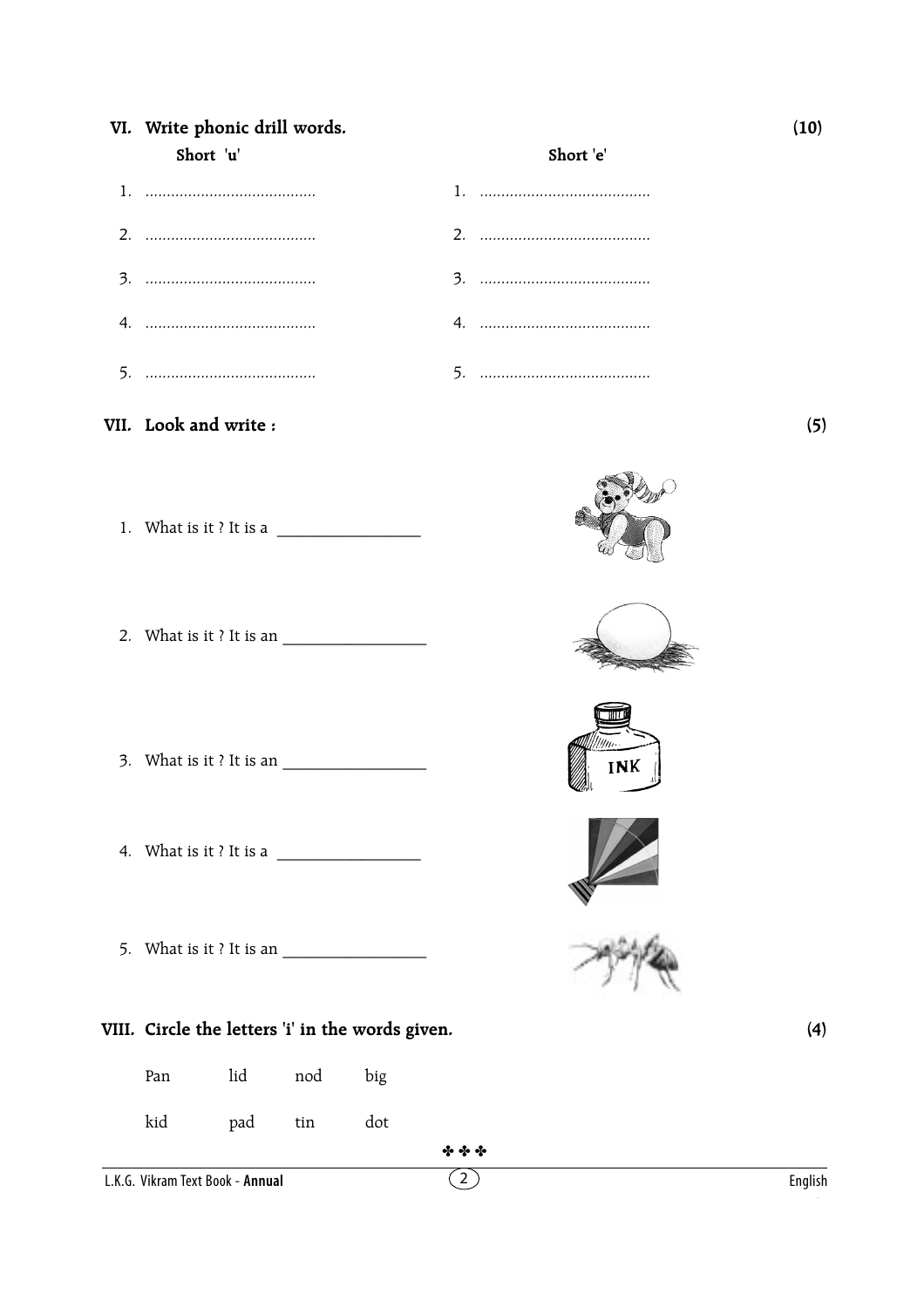## VI. Write phonic drill words. (10)

| Short 'u' | Short 'e' |
|---|---|
| 1. ........................................ | 1. ........................................ |
| 2. ........................................ | 2. ........................................ |
| 3. ........................................ | 3. ........................................ |
| 4. ........................................ | 4. ........................................ |
| 5. ........................................ | 5. ........................................ |

## VII. Look and write : (5)

1. What is it ? It is a \_\_\_\_\_\_\_\_\_\_\_\_\_\_\_\_\_

2. What is it ? It is an \_\_\_\_\_\_\_\_\_\_\_\_\_\_\_\_\_

3. What is it ? It is an \_\_\_\_\_\_\_\_\_\_\_\_\_\_\_\_\_

4. What is it ? It is a \_\_\_\_\_\_\_\_\_\_\_\_\_\_\_\_\_

5. What is it ? It is an \_\_\_\_\_\_\_\_\_\_\_\_\_\_\_\_\_

## VIII. Circle the letters 'i' in the words given. (4)

| | | | |
|---|---|---|---|
| Pan | lid | nod | big |
| kid | pad | tin | dot |

✣ ✣ ✣